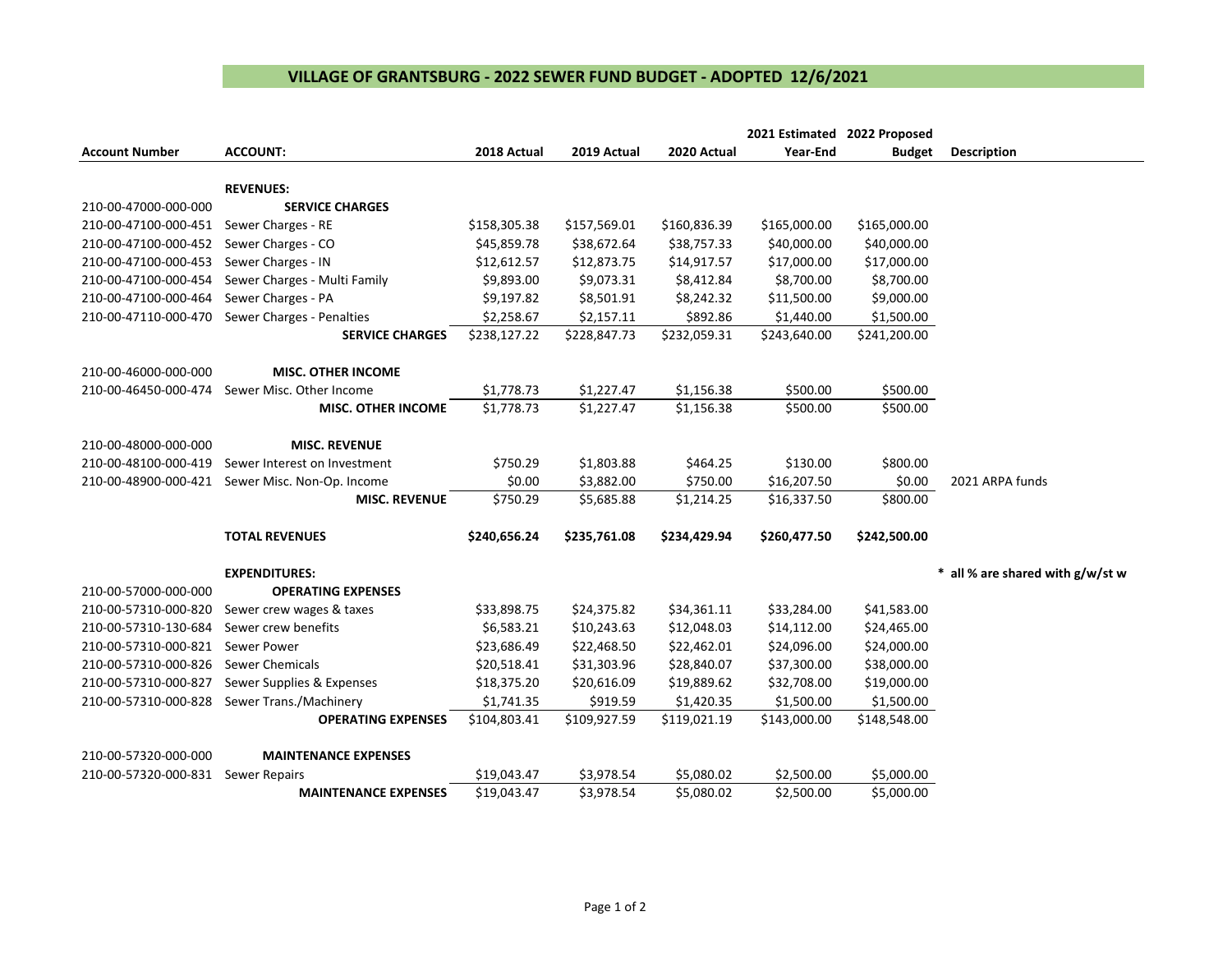# VILLAGE OF GRANTSBURG - 2022 SEWER FUND BUDGET - ADOPTED 12/6/2021

| Account Number | ACCOUNT: | 2018 Actual | 2019 Actual | 2020 Actual | 2021 Estimated Year-End | 2022 Proposed Budget | Description |
|---|---|---|---|---|---|---|---|
| | **REVENUES:** | | | | | | |
| 210-00-47000-000-000 | **SERVICE CHARGES** | | | | | | |
| 210-00-47100-000-451 | Sewer Charges - RE | $158,305.38 | $157,569.01 | $160,836.39 | $165,000.00 | $165,000.00 | |
| 210-00-47100-000-452 | Sewer Charges - CO | $45,859.78 | $38,672.64 | $38,757.33 | $40,000.00 | $40,000.00 | |
| 210-00-47100-000-453 | Sewer Charges - IN | $12,612.57 | $12,873.75 | $14,917.57 | $17,000.00 | $17,000.00 | |
| 210-00-47100-000-454 | Sewer Charges - Multi Family | $9,893.00 | $9,073.31 | $8,412.84 | $8,700.00 | $8,700.00 | |
| 210-00-47100-000-464 | Sewer Charges - PA | $9,197.82 | $8,501.91 | $8,242.32 | $11,500.00 | $9,000.00 | |
| 210-00-47110-000-470 | Sewer Charges - Penalties | $2,258.67 | $2,157.11 | $892.86 | $1,440.00 | $1,500.00 | |
| | **SERVICE CHARGES** | $238,127.22 | $228,847.73 | $232,059.31 | $243,640.00 | $241,200.00 | |
| 210-00-46000-000-000 | **MISC. OTHER INCOME** | | | | | | |
| 210-00-46450-000-474 | Sewer Misc. Other Income | $1,778.73 | $1,227.47 | $1,156.38 | $500.00 | $500.00 | |
| | **MISC. OTHER INCOME** | $1,778.73 | $1,227.47 | $1,156.38 | $500.00 | $500.00 | |
| 210-00-48000-000-000 | **MISC. REVENUE** | | | | | | |
| 210-00-48100-000-419 | Sewer Interest on Investment | $750.29 | $1,803.88 | $464.25 | $130.00 | $800.00 | |
| 210-00-48900-000-421 | Sewer Misc. Non-Op. Income | $0.00 | $3,882.00 | $750.00 | $16,207.50 | $0.00 | 2021 ARPA funds |
| | **MISC. REVENUE** | $750.29 | $5,685.88 | $1,214.25 | $16,337.50 | $800.00 | |
| | **TOTAL REVENUES** | **$240,656.24** | **$235,761.08** | **$234,429.94** | **$260,477.50** | **$242,500.00** | |
| | **EXPENDITURES:** | | | | | | * all % are shared with g/w/st w |
| 210-00-57000-000-000 | **OPERATING EXPENSES** | | | | | | |
| 210-00-57310-000-820 | Sewer crew wages & taxes | $33,898.75 | $24,375.82 | $34,361.11 | $33,284.00 | $41,583.00 | |
| 210-00-57310-130-684 | Sewer crew benefits | $6,583.21 | $10,243.63 | $12,048.03 | $14,112.00 | $24,465.00 | |
| 210-00-57310-000-821 | Sewer Power | $23,686.49 | $22,468.50 | $22,462.01 | $24,096.00 | $24,000.00 | |
| 210-00-57310-000-826 | Sewer Chemicals | $20,518.41 | $31,303.96 | $28,840.07 | $37,300.00 | $38,000.00 | |
| 210-00-57310-000-827 | Sewer Supplies & Expenses | $18,375.20 | $20,616.09 | $19,889.62 | $32,708.00 | $19,000.00 | |
| 210-00-57310-000-828 | Sewer Trans./Machinery | $1,741.35 | $919.59 | $1,420.35 | $1,500.00 | $1,500.00 | |
| | **OPERATING EXPENSES** | $104,803.41 | $109,927.59 | $119,021.19 | $143,000.00 | $148,548.00 | |
| 210-00-57320-000-000 | **MAINTENANCE EXPENSES** | | | | | | |
| 210-00-57320-000-831 | Sewer Repairs | $19,043.47 | $3,978.54 | $5,080.02 | $2,500.00 | $5,000.00 | |
| | **MAINTENANCE EXPENSES** | $19,043.47 | $3,978.54 | $5,080.02 | $2,500.00 | $5,000.00 | |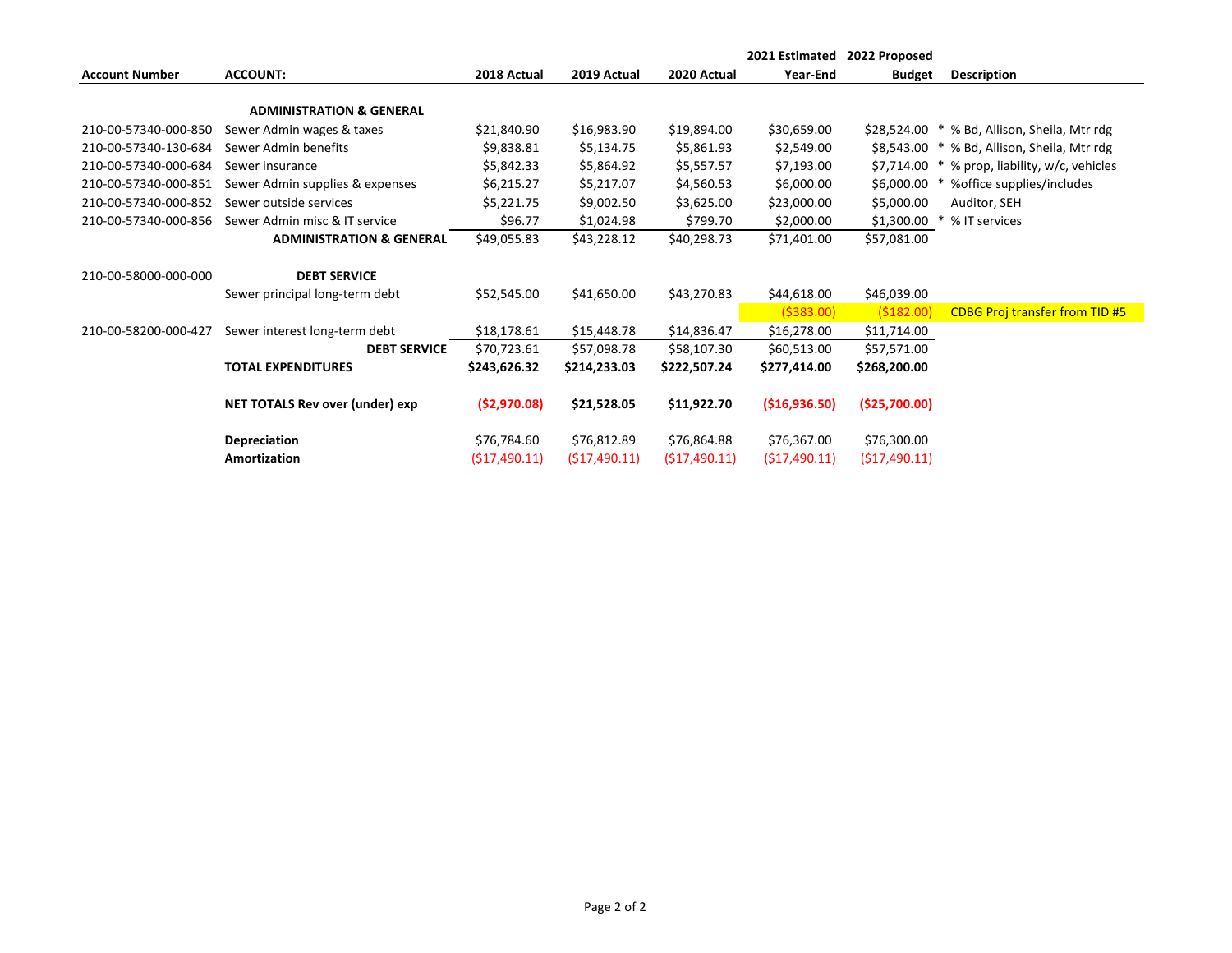| Account Number | ACCOUNT: | 2018 Actual | 2019 Actual | 2020 Actual | 2021 Estimated Year-End | 2022 Proposed Budget | | Description |
|---|---|---|---|---|---|---|---|---|
| | **ADMINISTRATION & GENERAL** | | | | | | | |
| 210-00-57340-000-850 | Sewer Admin wages & taxes | $21,840.90 | $16,983.90 | $19,894.00 | $30,659.00 | $28,524.00 | * | % Bd, Allison, Sheila, Mtr rdg |
| 210-00-57340-130-684 | Sewer Admin benefits | $9,838.81 | $5,134.75 | $5,861.93 | $2,549.00 | $8,543.00 | * | % Bd, Allison, Sheila, Mtr rdg |
| 210-00-57340-000-684 | Sewer insurance | $5,842.33 | $5,864.92 | $5,557.57 | $7,193.00 | $7,714.00 | * | % prop, liability, w/c, vehicles |
| 210-00-57340-000-851 | Sewer Admin supplies & expenses | $6,215.27 | $5,217.07 | $4,560.53 | $6,000.00 | $6,000.00 | * | %office supplies/includes |
| 210-00-57340-000-852 | Sewer outside services | $5,221.75 | $9,002.50 | $3,625.00 | $23,000.00 | $5,000.00 | | Auditor, SEH |
| 210-00-57340-000-856 | Sewer Admin misc & IT service | $96.77 | $1,024.98 | $799.70 | $2,000.00 | $1,300.00 | * | % IT services |
| | **ADMINISTRATION & GENERAL** | $49,055.83 | $43,228.12 | $40,298.73 | $71,401.00 | $57,081.00 | | |
| 210-00-58000-000-000 | **DEBT SERVICE** | | | | | | | |
| | Sewer principal long-term debt | $52,545.00 | $41,650.00 | $43,270.83 | $44,618.00 | $46,039.00 | | |
| | | | | | ($383.00) | ($182.00) | | CDBG Proj transfer from TID #5 |
| 210-00-58200-000-427 | Sewer interest long-term debt | $18,178.61 | $15,448.78 | $14,836.47 | $16,278.00 | $11,714.00 | | |
| | **DEBT SERVICE** | $70,723.61 | $57,098.78 | $58,107.30 | $60,513.00 | $57,571.00 | | |
| | **TOTAL EXPENDITURES** | **$243,626.32** | **$214,233.03** | **$222,507.24** | **$277,414.00** | **$268,200.00** | | |
| | **NET TOTALS Rev over (under) exp** | **($2,970.08)** | **$21,528.05** | **$11,922.70** | **($16,936.50)** | **($25,700.00)** | | |
| | **Depreciation** | $76,784.60 | $76,812.89 | $76,864.88 | $76,367.00 | $76,300.00 | | |
| | **Amortization** | ($17,490.11) | ($17,490.11) | ($17,490.11) | ($17,490.11) | ($17,490.11) | | |